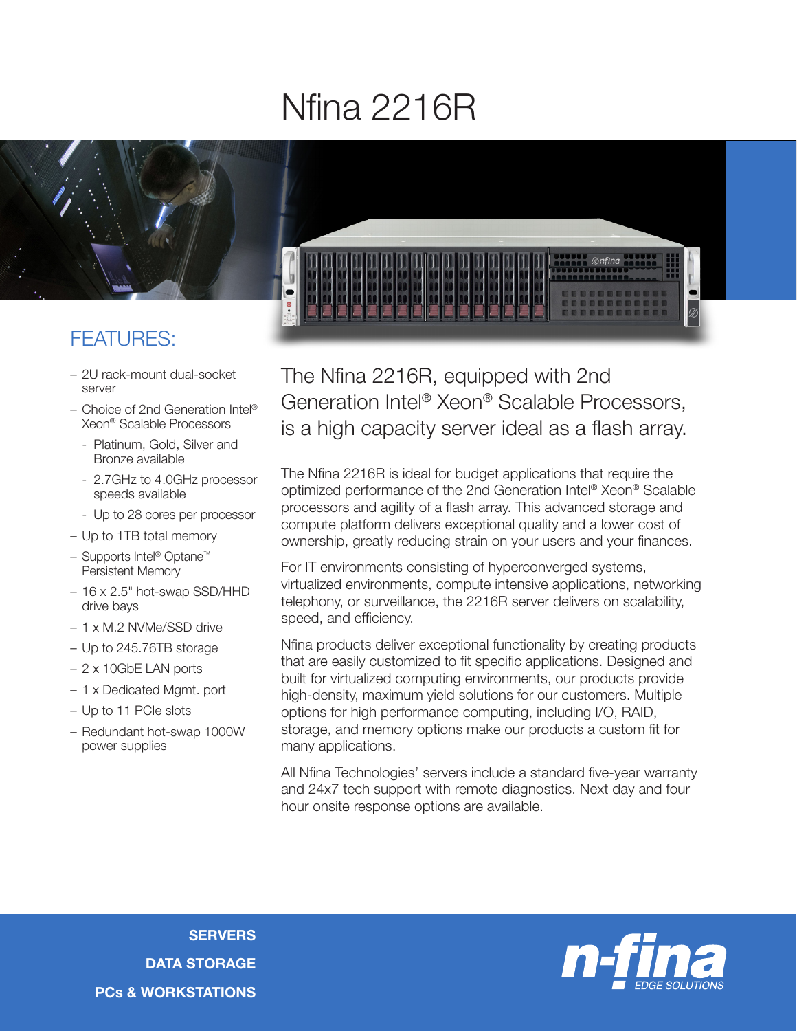# Nfina 2216R

## FEATURES:

- 2U rack-mount dual-socket server
- Choice of 2nd Generation Intel® Xeon® Scalable Processors
  - Platinum, Gold, Silver and Bronze available
  - 2.7GHz to 4.0GHz processor speeds available
  - Up to 28 cores per processor
- Up to 1TB total memory
- Supports Intel® Optane™ Persistent Memory
- 16 x 2.5" hot-swap SSD/HHD drive bays
- 1 x M.2 NVMe/SSD drive
- Up to 245.76TB storage
- 2 x 10GbE LAN ports
- 1 x Dedicated Mgmt. port
- Up to 11 PCIe slots
- Redundant hot-swap 1000W power supplies

## The Nfina 2216R, equipped with 2nd Generation Intel® Xeon® Scalable Processors, is a high capacity server ideal as a flash array.

The Nfina 2216R is ideal for budget applications that require the optimized performance of the 2nd Generation Intel® Xeon® Scalable processors and agility of a flash array. This advanced storage and compute platform delivers exceptional quality and a lower cost of ownership, greatly reducing strain on your users and your finances.

For IT environments consisting of hyperconverged systems, virtualized environments, compute intensive applications, networking telephony, or surveillance, the 2216R server delivers on scalability, speed, and efficiency.

Nfina products deliver exceptional functionality by creating products that are easily customized to fit specific applications. Designed and built for virtualized computing environments, our products provide high-density, maximum yield solutions for our customers. Multiple options for high performance computing, including I/O, RAID, storage, and memory options make our products a custom fit for many applications.

All Nfina Technologies' servers include a standard five-year warranty and 24x7 tech support with remote diagnostics. Next day and four hour onsite response options are available.

**SERVERS**
**DATA STORAGE**
**PCs & WORKSTATIONS**

n-fina EDGE SOLUTIONS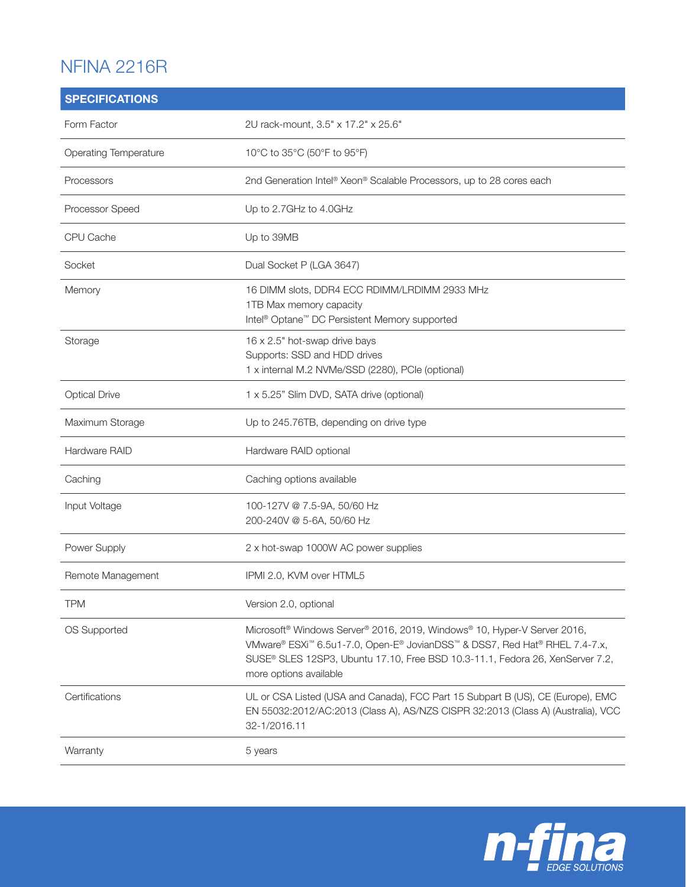# NFINA 2216R

| SPECIFICATIONS | |
|---|---|
| Form Factor | 2U rack-mount, 3.5" x 17.2" x 25.6" |
| Operating Temperature | 10°C to 35°C (50°F to 95°F) |
| Processors | 2nd Generation Intel® Xeon® Scalable Processors, up to 28 cores each |
| Processor Speed | Up to 2.7GHz to 4.0GHz |
| CPU Cache | Up to 39MB |
| Socket | Dual Socket P (LGA 3647) |
| Memory | 16 DIMM slots, DDR4 ECC RDIMM/LRDIMM 2933 MHz<br>1TB Max memory capacity<br>Intel® Optane™ DC Persistent Memory supported |
| Storage | 16 x 2.5" hot-swap drive bays<br>Supports: SSD and HDD drives<br>1 x internal M.2 NVMe/SSD (2280), PCIe (optional) |
| Optical Drive | 1 x 5.25" Slim DVD, SATA drive (optional) |
| Maximum Storage | Up to 245.76TB, depending on drive type |
| Hardware RAID | Hardware RAID optional |
| Caching | Caching options available |
| Input Voltage | 100-127V @ 7.5-9A, 50/60 Hz<br>200-240V @ 5-6A, 50/60 Hz |
| Power Supply | 2 x hot-swap 1000W AC power supplies |
| Remote Management | IPMI 2.0, KVM over HTML5 |
| TPM | Version 2.0, optional |
| OS Supported | Microsoft® Windows Server® 2016, 2019, Windows® 10, Hyper-V Server 2016, VMware® ESXi™ 6.5u1-7.0, Open-E® JovianDSS™ & DSS7, Red Hat® RHEL 7.4-7.x, SUSE® SLES 12SP3, Ubuntu 17.10, Free BSD 10.3-11.1, Fedora 26, XenServer 7.2, more options available |
| Certifications | UL or CSA Listed (USA and Canada), FCC Part 15 Subpart B (US), CE (Europe), EMC EN 55032:2012/AC:2013 (Class A), AS/NZS CISPR 32:2013 (Class A) (Australia), VCC 32-1/2016.11 |
| Warranty | 5 years |

n-fina EDGE SOLUTIONS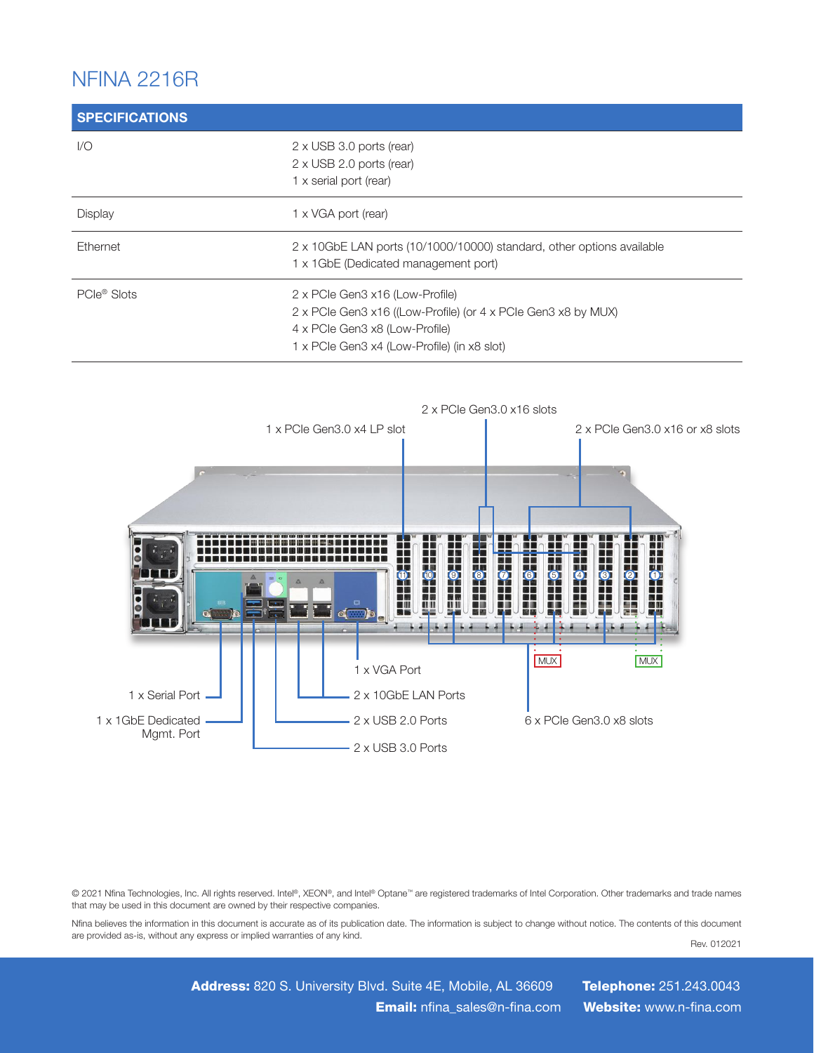# NFINA 2216R

| SPECIFICATIONS | |
|---|---|
| I/O | 2 x USB 3.0 ports (rear)<br>2 x USB 2.0 ports (rear)<br>1 x serial port (rear) |
| Display | 1 x VGA port (rear) |
| Ethernet | 2 x 10GbE LAN ports (10/1000/10000) standard, other options available<br>1 x 1GbE (Dedicated management port) |
| PCIe® Slots | 2 x PCIe Gen3 x16 (Low-Profile)<br>2 x PCIe Gen3 x16 ((Low-Profile) (or 4 x PCIe Gen3 x8 by MUX)<br>4 x PCIe Gen3 x8 (Low-Profile)<br>1 x PCIe Gen3 x4 (Low-Profile) (in x8 slot) |

2 x PCIe Gen3.0 x16 slots

1 x PCIe Gen3.0 x4 LP slot

2 x PCIe Gen3.0 x16 or x8 slots

11 10 9 8 7 6 5 4 3 2 1

MUX

MUX

1 x VGA Port

1 x Serial Port

2 x 10GbE LAN Ports

1 x 1GbE Dedicated Mgmt. Port

2 x USB 2.0 Ports

6 x PCIe Gen3.0 x8 slots

2 x USB 3.0 Ports

© 2021 Nfina Technologies, Inc. All rights reserved. Intel®, XEON®, and Intel® Optane™ are registered trademarks of Intel Corporation. Other trademarks and trade names that may be used in this document are owned by their respective companies.

Nfina believes the information in this document is accurate as of its publication date. The information is subject to change without notice. The contents of this document are provided as-is, without any express or implied warranties of any kind.

Rev. 012021

**Address:** 820 S. University Blvd. Suite 4E, Mobile, AL 36609 **Telephone:** 251.243.0043
**Email:** nfina_sales@n-fina.com **Website:** www.n-fina.com